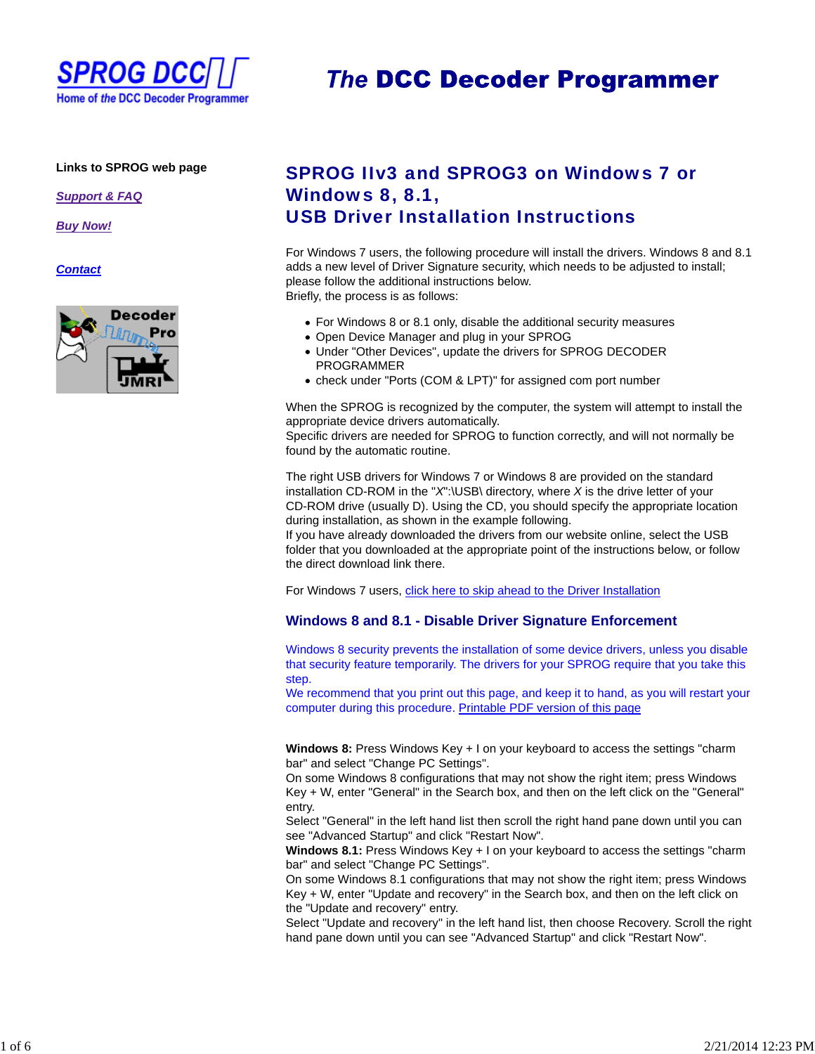SPROG DCC

Home of *the* DCC Decoder Programmer

# *The* DCC Decoder Programmer

**Links to SPROG web page**

*Support & FAQ*

*Buy Now!*

*Contact*

## SPROG IIv3 and SPROG3 on Windows 7 or Windows 8, 8.1, USB Driver Installation Instructions

For Windows 7 users, the following procedure will install the drivers. Windows 8 and 8.1 adds a new level of Driver Signature security, which needs to be adjusted to install; please follow the additional instructions below.
Briefly, the process is as follows:

- For Windows 8 or 8.1 only, disable the additional security measures
- Open Device Manager and plug in your SPROG
- Under "Other Devices", update the drivers for SPROG DECODER PROGRAMMER
- check under "Ports (COM & LPT)" for assigned com port number

When the SPROG is recognized by the computer, the system will attempt to install the appropriate device drivers automatically.
Specific drivers are needed for SPROG to function correctly, and will not normally be found by the automatic routine.

The right USB drivers for Windows 7 or Windows 8 are provided on the standard installation CD-ROM in the "*X*":\USB\ directory, where *X* is the drive letter of your CD-ROM drive (usually D). Using the CD, you should specify the appropriate location during installation, as shown in the example following.
If you have already downloaded the drivers from our website online, select the USB folder that you downloaded at the appropriate point of the instructions below, or follow the direct download link there.

For Windows 7 users, click here to skip ahead to the Driver Installation

### Windows 8 and 8.1 - Disable Driver Signature Enforcement

Windows 8 security prevents the installation of some device drivers, unless you disable that security feature temporarily. The drivers for your SPROG require that you take this step.
We recommend that you print out this page, and keep it to hand, as you will restart your computer during this procedure. Printable PDF version of this page

**Windows 8:** Press Windows Key + I on your keyboard to access the settings "charm bar" and select "Change PC Settings".
On some Windows 8 configurations that may not show the right item; press Windows Key + W, enter "General" in the Search box, and then on the left click on the "General" entry.
Select "General" in the left hand list then scroll the right hand pane down until you can see "Advanced Startup" and click "Restart Now".
**Windows 8.1:** Press Windows Key + I on your keyboard to access the settings "charm bar" and select "Change PC Settings".
On some Windows 8.1 configurations that may not show the right item; press Windows Key + W, enter "Update and recovery" in the Search box, and then on the left click on the "Update and recovery" entry.
Select "Update and recovery" in the left hand list, then choose Recovery. Scroll the right hand pane down until you can see "Advanced Startup" and click "Restart Now".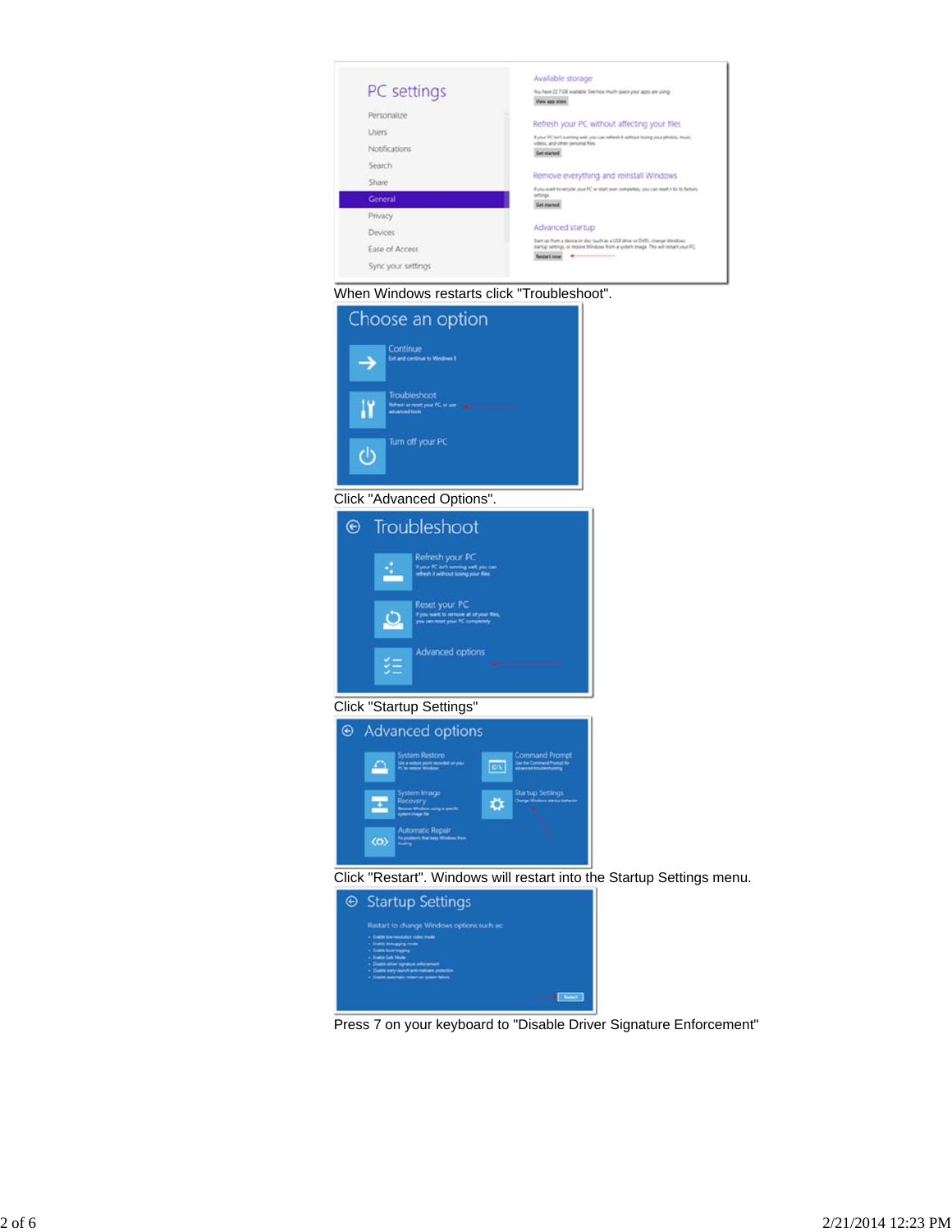When Windows restarts click "Troubleshoot".

Click "Advanced Options".

Click "Startup Settings"

Click "Restart". Windows will restart into the Startup Settings menu.

Press 7 on your keyboard to "Disable Driver Signature Enforcement"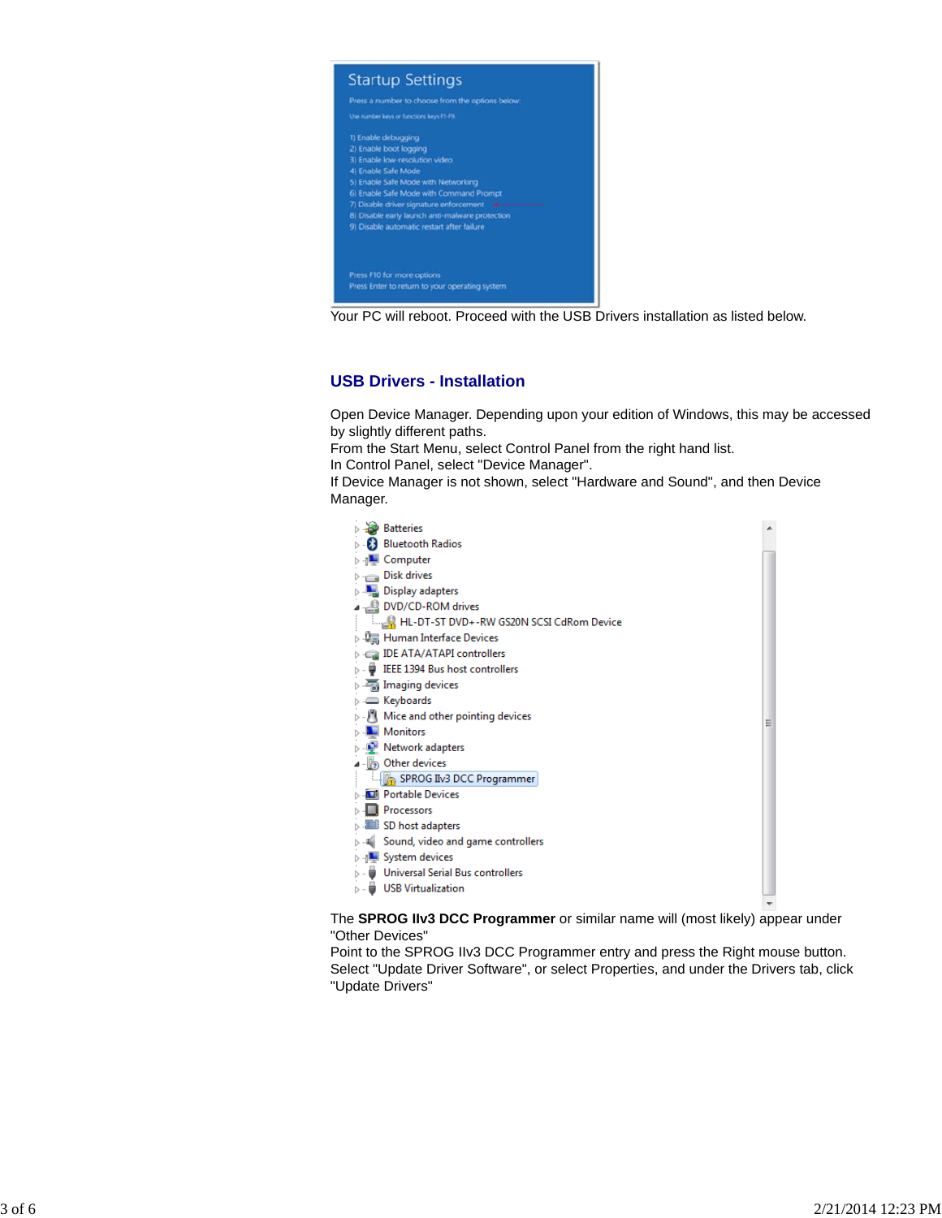Your PC will reboot. Proceed with the USB Drivers installation as listed below.

## USB Drivers - Installation

Open Device Manager. Depending upon your edition of Windows, this may be accessed by slightly different paths.
From the Start Menu, select Control Panel from the right hand list.
In Control Panel, select "Device Manager".
If Device Manager is not shown, select "Hardware and Sound", and then Device Manager.

The **SPROG IIv3 DCC Programmer** or similar name will (most likely) appear under "Other Devices"
Point to the SPROG IIv3 DCC Programmer entry and press the Right mouse button.
Select "Update Driver Software", or select Properties, and under the Drivers tab, click "Update Drivers"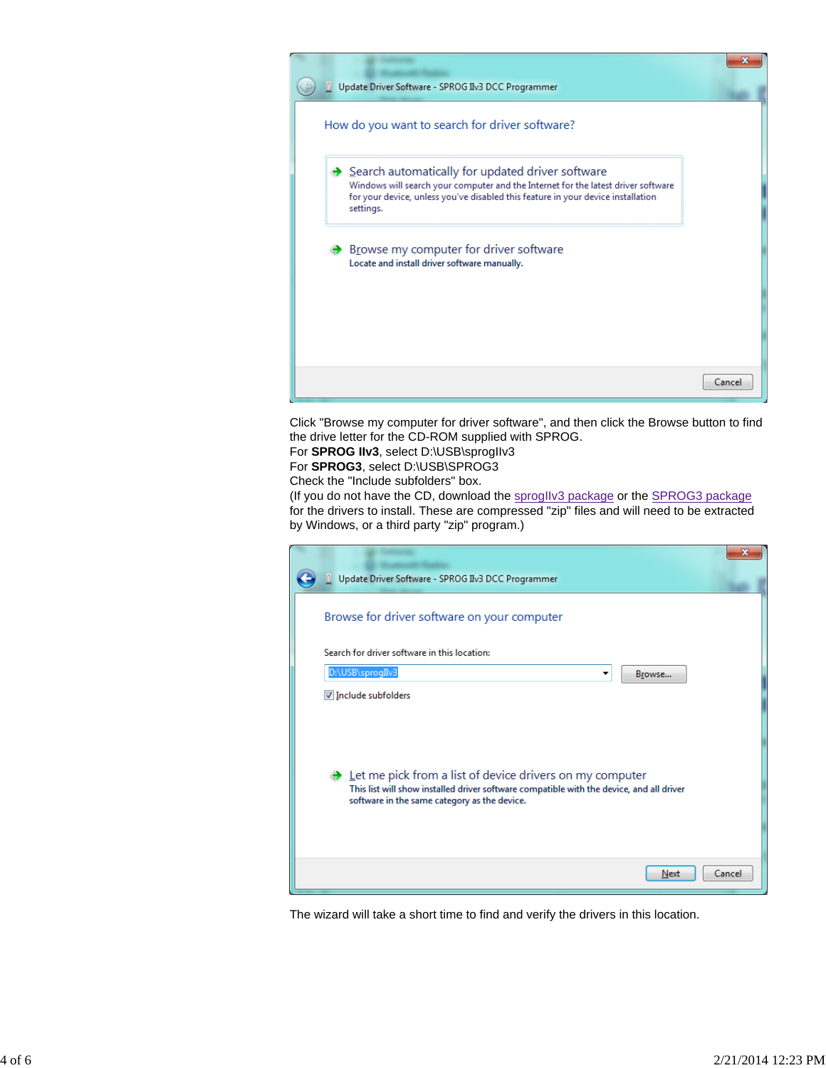Click "Browse my computer for driver software", and then click the Browse button to find the drive letter for the CD-ROM supplied with SPROG.
For **SPROG IIv3**, select D:\USB\sprogIIv3
For **SPROG3**, select D:\USB\SPROG3
Check the "Include subfolders" box.
(If you do not have the CD, download the sprogIIv3 package or the SPROG3 package for the drivers to install. These are compressed "zip" files and will need to be extracted by Windows, or a third party "zip" program.)

The wizard will take a short time to find and verify the drivers in this location.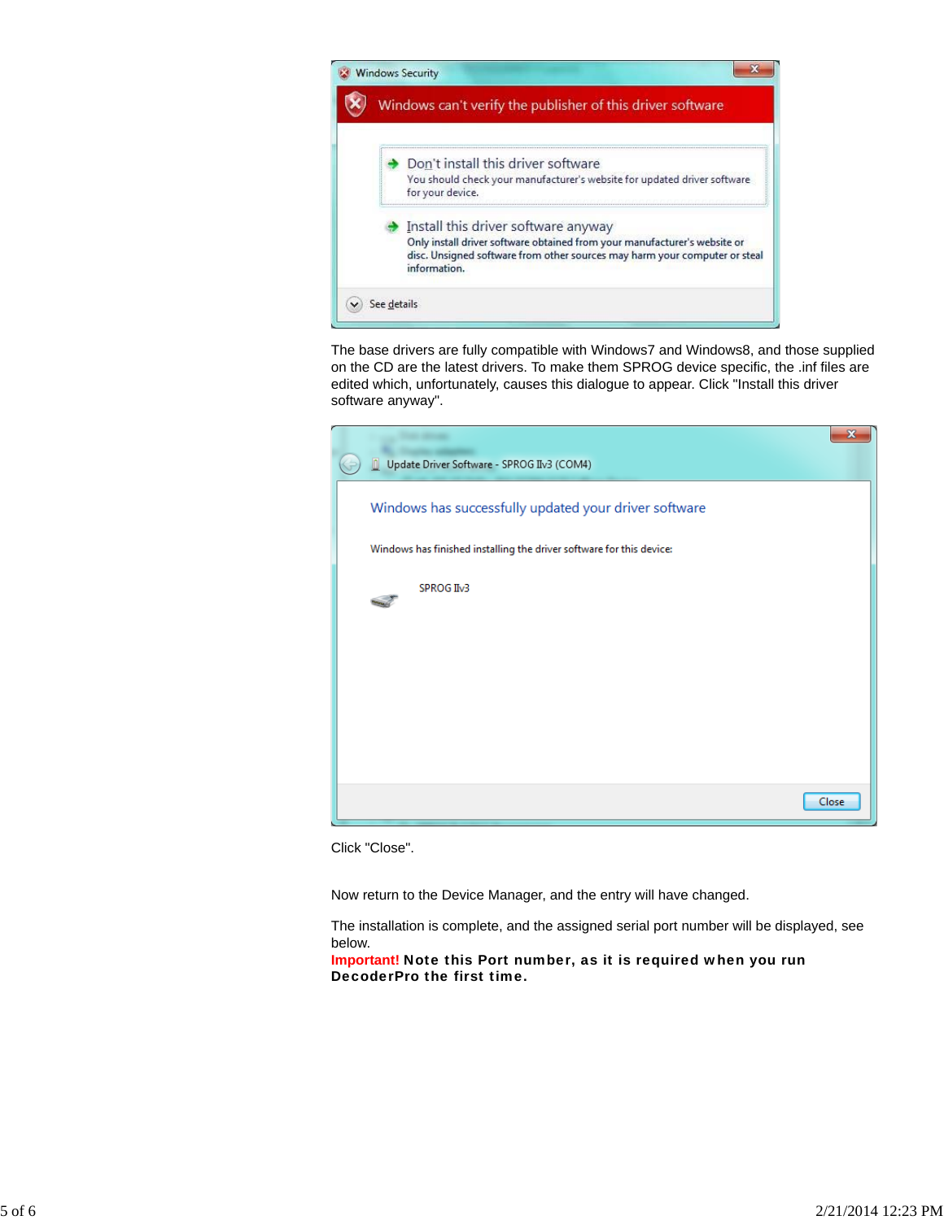The base drivers are fully compatible with Windows7 and Windows8, and those supplied on the CD are the latest drivers. To make them SPROG device specific, the .inf files are edited which, unfortunately, causes this dialogue to appear. Click "Install this driver software anyway".

Click "Close".

Now return to the Device Manager, and the entry will have changed.

The installation is complete, and the assigned serial port number will be displayed, see below.

**Important! Note this Port number, as it is required when you run DecoderPro the first time.**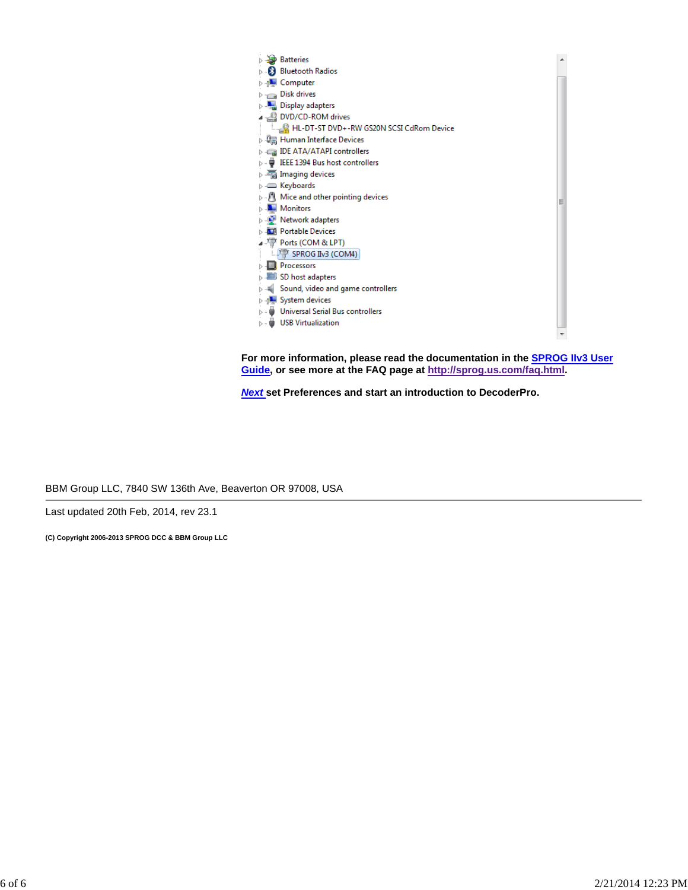- Batteries
- Bluetooth Radios
- Computer
- Disk drives
- Display adapters
- DVD/CD-ROM drives
  - HL-DT-ST DVD+-RW GS20N SCSI CdRom Device
- Human Interface Devices
- IDE ATA/ATAPI controllers
- IEEE 1394 Bus host controllers
- Imaging devices
- Keyboards
- Mice and other pointing devices
- Monitors
- Network adapters
- Portable Devices
- Ports (COM & LPT)
  - SPROG IIv3 (COM4)
- Processors
- SD host adapters
- Sound, video and game controllers
- System devices
- Universal Serial Bus controllers
- USB Virtualization

**For more information, please read the documentation in the SPROG IIv3 User Guide, or see more at the FAQ page at http://sprog.us.com/faq.html.**

***Next*** **set Preferences and start an introduction to DecoderPro.**

BBM Group LLC, 7840 SW 136th Ave, Beaverton OR 97008, USA

---

Last updated 20th Feb, 2014, rev 23.1

**(C) Copyright 2006-2013 SPROG DCC & BBM Group LLC**